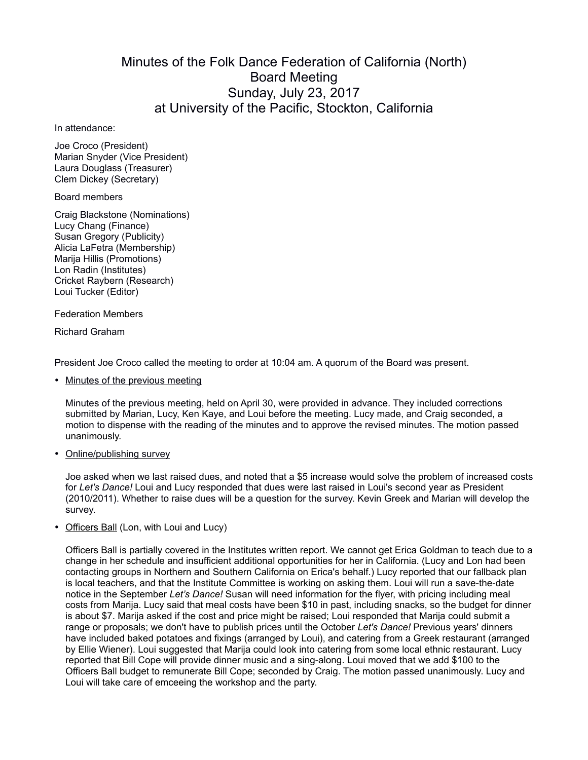# Minutes of the Folk Dance Federation of California (North) Board Meeting
## Sunday, July 23, 2017
## at University of the Pacific, Stockton, California

In attendance:

Joe Croco (President)
Marian Snyder (Vice President)
Laura Douglass (Treasurer)
Clem Dickey (Secretary)

Board members

Craig Blackstone (Nominations)
Lucy Chang (Finance)
Susan Gregory (Publicity)
Alicia LaFetra (Membership)
Marija Hillis (Promotions)
Lon Radin (Institutes)
Cricket Raybern (Research)
Loui Tucker (Editor)

Federation Members

Richard Graham

President Joe Croco called the meeting to order at 10:04 am. A quorum of the Board was present.

- Minutes of the previous meeting

  Minutes of the previous meeting, held on April 30, were provided in advance. They included corrections submitted by Marian, Lucy, Ken Kaye, and Loui before the meeting. Lucy made, and Craig seconded, a motion to dispense with the reading of the minutes and to approve the revised minutes. The motion passed unanimously.

- Online/publishing survey

  Joe asked when we last raised dues, and noted that a $5 increase would solve the problem of increased costs for *Let's Dance!* Loui and Lucy responded that dues were last raised in Loui's second year as President (2010/2011). Whether to raise dues will be a question for the survey. Kevin Greek and Marian will develop the survey.

- Officers Ball (Lon, with Loui and Lucy)

  Officers Ball is partially covered in the Institutes written report. We cannot get Erica Goldman to teach due to a change in her schedule and insufficient additional opportunities for her in California. (Lucy and Lon had been contacting groups in Northern and Southern California on Erica's behalf.) Lucy reported that our fallback plan is local teachers, and that the Institute Committee is working on asking them. Loui will run a save-the-date notice in the September *Let's Dance!* Susan will need information for the flyer, with pricing including meal costs from Marija. Lucy said that meal costs have been $10 in past, including snacks, so the budget for dinner is about $7. Marija asked if the cost and price might be raised; Loui responded that Marija could submit a range or proposals; we don't have to publish prices until the October *Let's Dance!* Previous years' dinners have included baked potatoes and fixings (arranged by Loui), and catering from a Greek restaurant (arranged by Ellie Wiener). Loui suggested that Marija could look into catering from some local ethnic restaurant. Lucy reported that Bill Cope will provide dinner music and a sing-along. Loui moved that we add $100 to the Officers Ball budget to remunerate Bill Cope; seconded by Craig. The motion passed unanimously. Lucy and Loui will take care of emceeing the workshop and the party.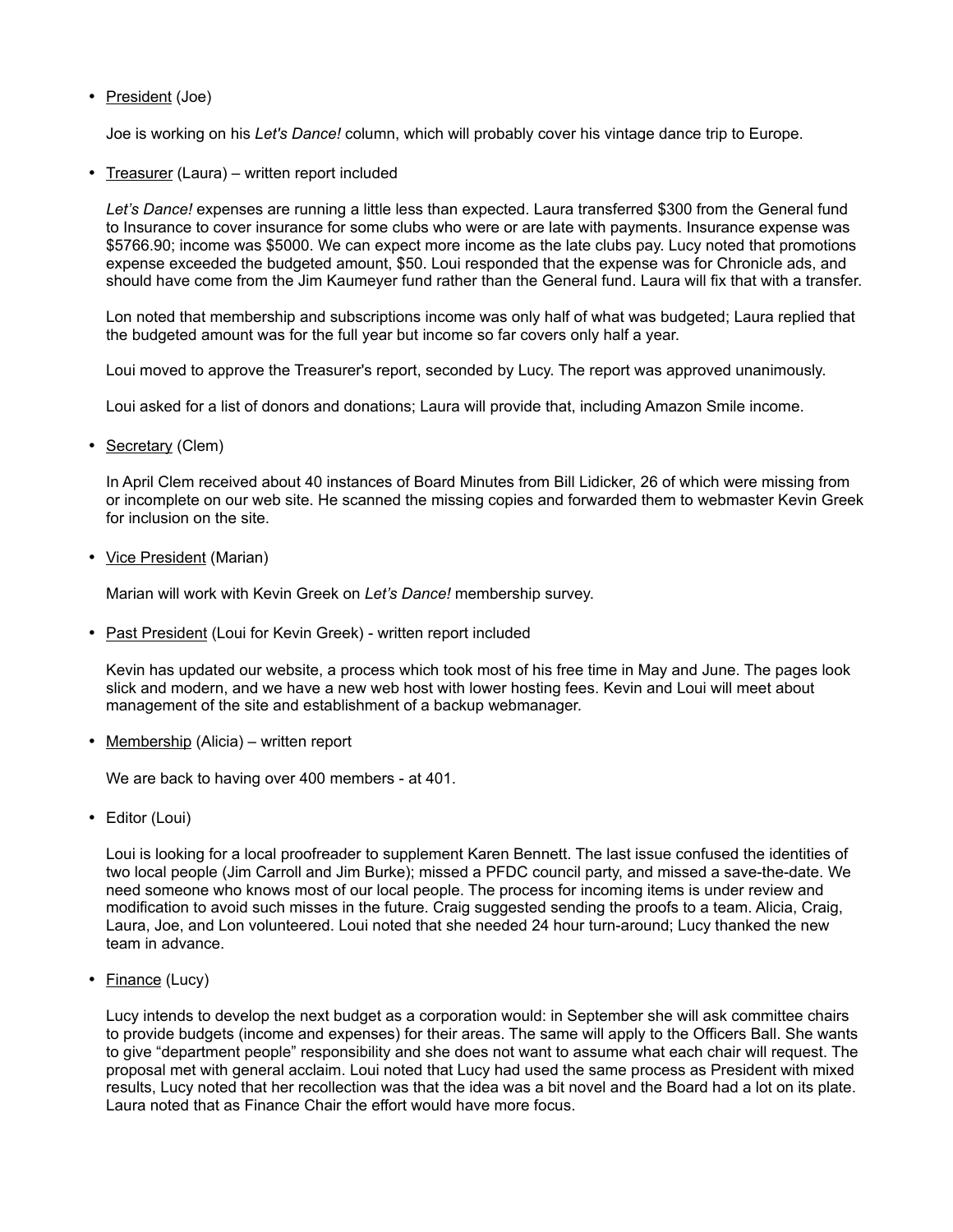- President (Joe)

  Joe is working on his *Let's Dance!* column, which will probably cover his vintage dance trip to Europe.

- Treasurer (Laura) – written report included

  *Let's Dance!* expenses are running a little less than expected. Laura transferred $300 from the General fund to Insurance to cover insurance for some clubs who were or are late with payments. Insurance expense was $5766.90; income was $5000. We can expect more income as the late clubs pay. Lucy noted that promotions expense exceeded the budgeted amount, $50. Loui responded that the expense was for Chronicle ads, and should have come from the Jim Kaumeyer fund rather than the General fund. Laura will fix that with a transfer.

  Lon noted that membership and subscriptions income was only half of what was budgeted; Laura replied that the budgeted amount was for the full year but income so far covers only half a year.

  Loui moved to approve the Treasurer's report, seconded by Lucy. The report was approved unanimously.

  Loui asked for a list of donors and donations; Laura will provide that, including Amazon Smile income.

- Secretary (Clem)

  In April Clem received about 40 instances of Board Minutes from Bill Lidicker, 26 of which were missing from or incomplete on our web site. He scanned the missing copies and forwarded them to webmaster Kevin Greek for inclusion on the site.

- Vice President (Marian)

  Marian will work with Kevin Greek on *Let's Dance!* membership survey.

- Past President (Loui for Kevin Greek) - written report included

  Kevin has updated our website, a process which took most of his free time in May and June. The pages look slick and modern, and we have a new web host with lower hosting fees. Kevin and Loui will meet about management of the site and establishment of a backup webmanager.

- Membership (Alicia) – written report

  We are back to having over 400 members - at 401.

- Editor (Loui)

  Loui is looking for a local proofreader to supplement Karen Bennett. The last issue confused the identities of two local people (Jim Carroll and Jim Burke); missed a PFDC council party, and missed a save-the-date. We need someone who knows most of our local people. The process for incoming items is under review and modification to avoid such misses in the future. Craig suggested sending the proofs to a team. Alicia, Craig, Laura, Joe, and Lon volunteered. Loui noted that she needed 24 hour turn-around; Lucy thanked the new team in advance.

- Finance (Lucy)

  Lucy intends to develop the next budget as a corporation would: in September she will ask committee chairs to provide budgets (income and expenses) for their areas. The same will apply to the Officers Ball. She wants to give "department people" responsibility and she does not want to assume what each chair will request. The proposal met with general acclaim. Loui noted that Lucy had used the same process as President with mixed results, Lucy noted that her recollection was that the idea was a bit novel and the Board had a lot on its plate. Laura noted that as Finance Chair the effort would have more focus.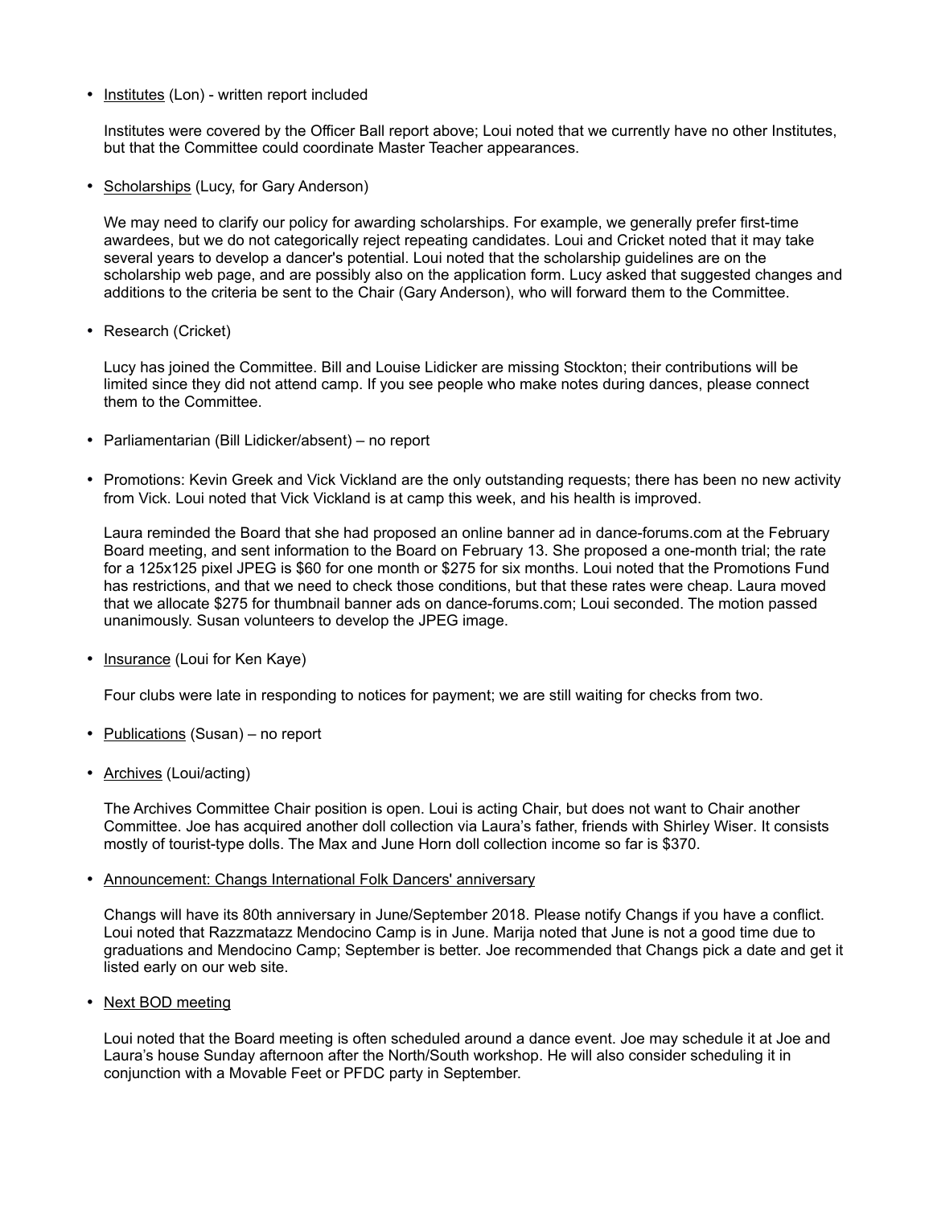- Institutes (Lon) - written report included

  Institutes were covered by the Officer Ball report above; Loui noted that we currently have no other Institutes, but that the Committee could coordinate Master Teacher appearances.

- Scholarships (Lucy, for Gary Anderson)

  We may need to clarify our policy for awarding scholarships. For example, we generally prefer first-time awardees, but we do not categorically reject repeating candidates. Loui and Cricket noted that it may take several years to develop a dancer's potential. Loui noted that the scholarship guidelines are on the scholarship web page, and are possibly also on the application form. Lucy asked that suggested changes and additions to the criteria be sent to the Chair (Gary Anderson), who will forward them to the Committee.

- Research (Cricket)

  Lucy has joined the Committee. Bill and Louise Lidicker are missing Stockton; their contributions will be limited since they did not attend camp. If you see people who make notes during dances, please connect them to the Committee.

- Parliamentarian (Bill Lidicker/absent) – no report

- Promotions: Kevin Greek and Vick Vickland are the only outstanding requests; there has been no new activity from Vick. Loui noted that Vick Vickland is at camp this week, and his health is improved.

  Laura reminded the Board that she had proposed an online banner ad in dance-forums.com at the February Board meeting, and sent information to the Board on February 13. She proposed a one-month trial; the rate for a 125x125 pixel JPEG is $60 for one month or $275 for six months. Loui noted that the Promotions Fund has restrictions, and that we need to check those conditions, but that these rates were cheap. Laura moved that we allocate $275 for thumbnail banner ads on dance-forums.com; Loui seconded. The motion passed unanimously. Susan volunteers to develop the JPEG image.

- Insurance (Loui for Ken Kaye)

  Four clubs were late in responding to notices for payment; we are still waiting for checks from two.

- Publications (Susan) – no report

- Archives (Loui/acting)

  The Archives Committee Chair position is open. Loui is acting Chair, but does not want to Chair another Committee. Joe has acquired another doll collection via Laura's father, friends with Shirley Wiser. It consists mostly of tourist-type dolls. The Max and June Horn doll collection income so far is $370.

- Announcement: Changs International Folk Dancers' anniversary

  Changs will have its 80th anniversary in June/September 2018. Please notify Changs if you have a conflict. Loui noted that Razzmatazz Mendocino Camp is in June. Marija noted that June is not a good time due to graduations and Mendocino Camp; September is better. Joe recommended that Changs pick a date and get it listed early on our web site.

- Next BOD meeting

  Loui noted that the Board meeting is often scheduled around a dance event. Joe may schedule it at Joe and Laura's house Sunday afternoon after the North/South workshop. He will also consider scheduling it in conjunction with a Movable Feet or PFDC party in September.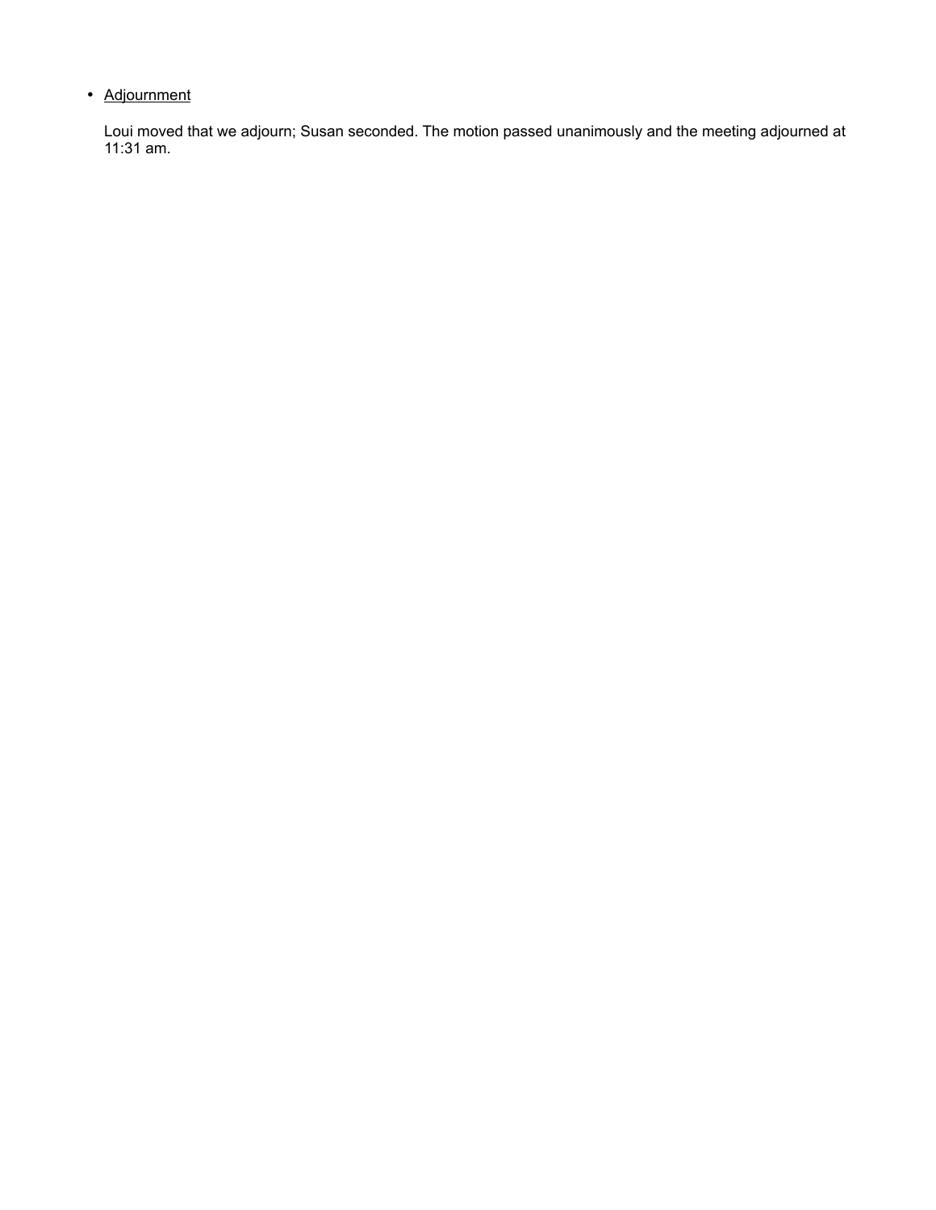- <u>Adjournment</u>

  Loui moved that we adjourn; Susan seconded. The motion passed unanimously and the meeting adjourned at 11:31 am.